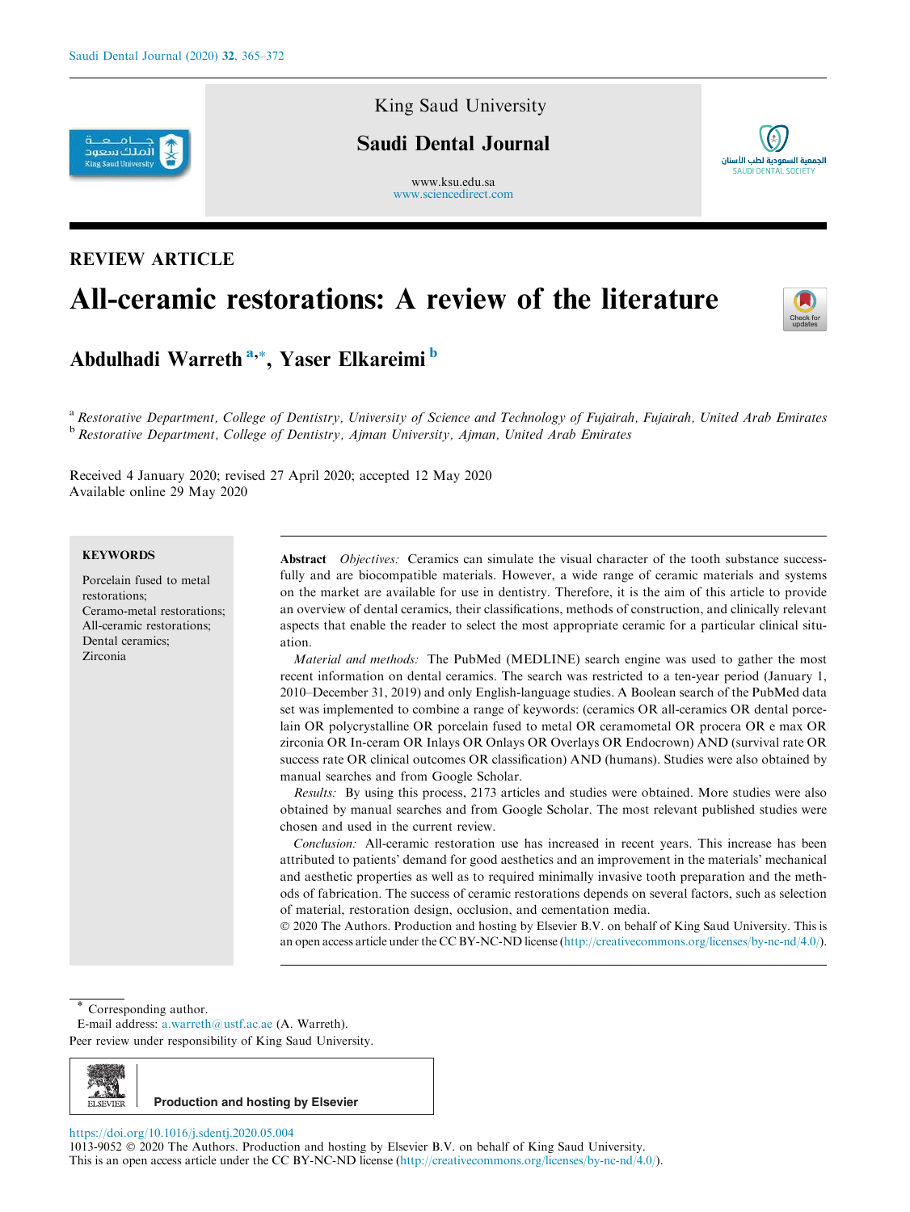King Saud University

Saudi Dental Journal

www.ksu.edu.sa
www.sciencedirect.com

REVIEW ARTICLE

# All-ceramic restorations: A review of the literature

**Abdulhadi Warreth** [a,*], **Yaser Elkareimi** [b]

[a] *Restorative Department, College of Dentistry, University of Science and Technology of Fujairah, Fujairah, United Arab Emirates*
[b] *Restorative Department, College of Dentistry, Ajman University, Ajman, United Arab Emirates*

Received 4 January 2020; revised 27 April 2020; accepted 12 May 2020
Available online 29 May 2020

**KEYWORDS**

Porcelain fused to metal restorations;
Ceramo-metal restorations;
All-ceramic restorations;
Dental ceramics;
Zirconia

**Abstract** *Objectives:* Ceramics can simulate the visual character of the tooth substance successfully and are biocompatible materials. However, a wide range of ceramic materials and systems on the market are available for use in dentistry. Therefore, it is the aim of this article to provide an overview of dental ceramics, their classifications, methods of construction, and clinically relevant aspects that enable the reader to select the most appropriate ceramic for a particular clinical situation.

*Material and methods:* The PubMed (MEDLINE) search engine was used to gather the most recent information on dental ceramics. The search was restricted to a ten-year period (January 1, 2010–December 31, 2019) and only English-language studies. A Boolean search of the PubMed data set was implemented to combine a range of keywords: (ceramics OR all-ceramics OR dental porcelain OR polycrystalline OR porcelain fused to metal OR ceramometal OR procera OR e max OR zirconia OR In-ceram OR Inlays OR Onlays OR Overlays OR Endocrown) AND (survival rate OR success rate OR clinical outcomes OR classification) AND (humans). Studies were also obtained by manual searches and from Google Scholar.

*Results:* By using this process, 2173 articles and studies were obtained. More studies were also obtained by manual searches and from Google Scholar. The most relevant published studies were chosen and used in the current review.

*Conclusion:* All-ceramic restoration use has increased in recent years. This increase has been attributed to patients' demand for good aesthetics and an improvement in the materials' mechanical and aesthetic properties as well as to required minimally invasive tooth preparation and the methods of fabrication. The success of ceramic restorations depends on several factors, such as selection of material, restoration design, occlusion, and cementation media.

© 2020 The Authors. Production and hosting by Elsevier B.V. on behalf of King Saud University. This is an open access article under the CC BY-NC-ND license (http://creativecommons.org/licenses/by-nc-nd/4.0/).

[*] Corresponding author.
E-mail address: a.warreth@ustf.ac.ae (A. Warreth).

Peer review under responsibility of King Saud University.

Production and hosting by Elsevier

https://doi.org/10.1016/j.sdentj.2020.05.004
1013-9052 © 2020 The Authors. Production and hosting by Elsevier B.V. on behalf of King Saud University.
This is an open access article under the CC BY-NC-ND license (http://creativecommons.org/licenses/by-nc-nd/4.0/).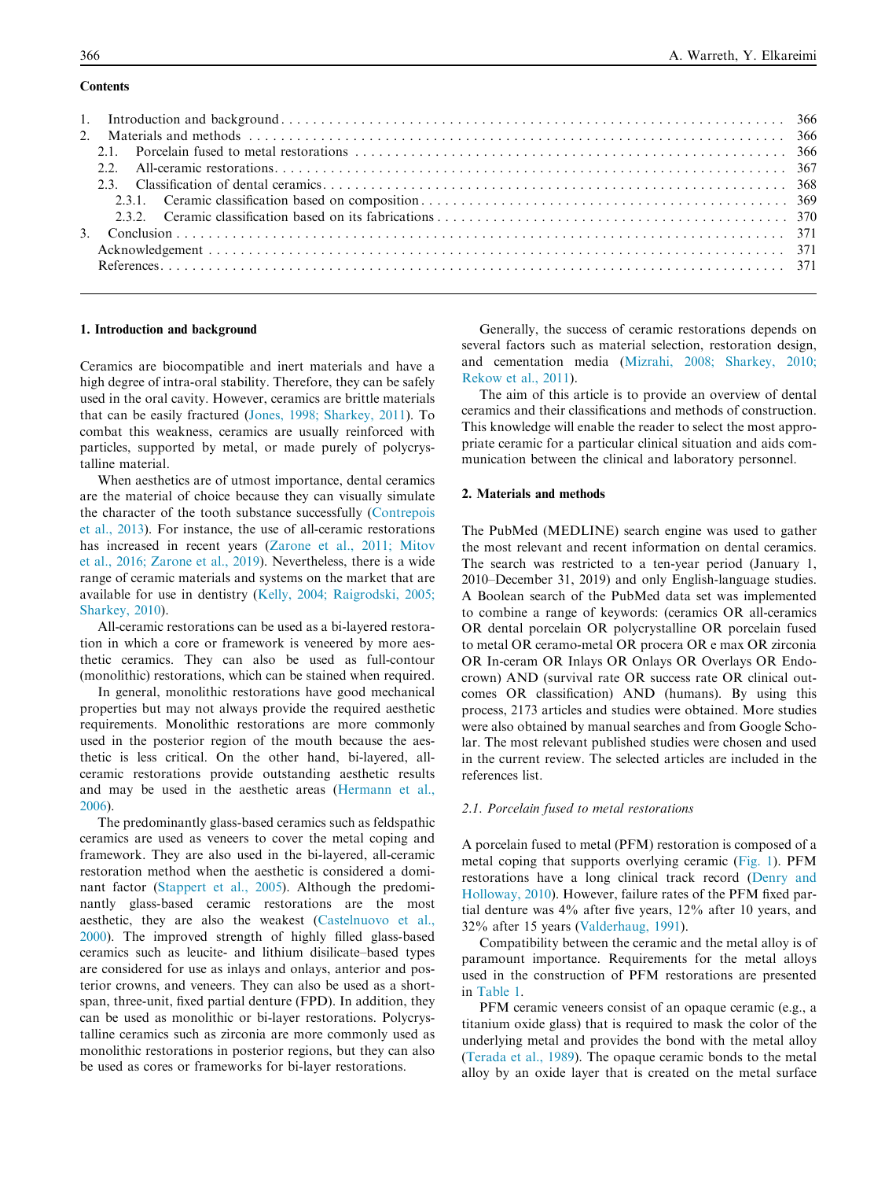## Contents

1. Introduction and background . . . . . . . . . . 366
2. Materials and methods . . . . . . . . . . 366
   - 2.1. Porcelain fused to metal restorations . . . . . . . . . . 366
   - 2.2. All-ceramic restorations . . . . . . . . . . 367
   - 2.3. Classification of dental ceramics . . . . . . . . . . 368
     - 2.3.1. Ceramic classification based on composition . . . . . . . . . . 369
     - 2.3.2. Ceramic classification based on its fabrications . . . . . . . . . . 370
3. Conclusion . . . . . . . . . . 371

Acknowledgement . . . . . . . . . . 371

References . . . . . . . . . . 371

## 1. Introduction and background

Ceramics are biocompatible and inert materials and have a high degree of intra-oral stability. Therefore, they can be safely used in the oral cavity. However, ceramics are brittle materials that can be easily fractured (Jones, 1998; Sharkey, 2011). To combat this weakness, ceramics are usually reinforced with particles, supported by metal, or made purely of polycrystalline material.

When aesthetics are of utmost importance, dental ceramics are the material of choice because they can visually simulate the character of the tooth substance successfully (Contrepois et al., 2013). For instance, the use of all-ceramic restorations has increased in recent years (Zarone et al., 2011; Mitov et al., 2016; Zarone et al., 2019). Nevertheless, there is a wide range of ceramic materials and systems on the market that are available for use in dentistry (Kelly, 2004; Raigrodski, 2005; Sharkey, 2010).

All-ceramic restorations can be used as a bi-layered restoration in which a core or framework is veneered by more aesthetic ceramics. They can also be used as full-contour (monolithic) restorations, which can be stained when required.

In general, monolithic restorations have good mechanical properties but may not always provide the required aesthetic requirements. Monolithic restorations are more commonly used in the posterior region of the mouth because the aesthetic is less critical. On the other hand, bi-layered, all-ceramic restorations provide outstanding aesthetic results and may be used in the aesthetic areas (Hermann et al., 2006).

The predominantly glass-based ceramics such as feldspathic ceramics are used as veneers to cover the metal coping and framework. They are also used in the bi-layered, all-ceramic restoration method when the aesthetic is considered a dominant factor (Stappert et al., 2005). Although the predominantly glass-based ceramic restorations are the most aesthetic, they are also the weakest (Castelnuovo et al., 2000). The improved strength of highly filled glass-based ceramics such as leucite- and lithium disilicate–based types are considered for use as inlays and onlays, anterior and posterior crowns, and veneers. They can also be used as a short-span, three-unit, fixed partial denture (FPD). In addition, they can be used as monolithic or bi-layer restorations. Polycrystalline ceramics such as zirconia are more commonly used as monolithic restorations in posterior regions, but they can also be used as cores or frameworks for bi-layer restorations.

Generally, the success of ceramic restorations depends on several factors such as material selection, restoration design, and cementation media (Mizrahi, 2008; Sharkey, 2010; Rekow et al., 2011).

The aim of this article is to provide an overview of dental ceramics and their classifications and methods of construction. This knowledge will enable the reader to select the most appropriate ceramic for a particular clinical situation and aids communication between the clinical and laboratory personnel.

## 2. Materials and methods

The PubMed (MEDLINE) search engine was used to gather the most relevant and recent information on dental ceramics. The search was restricted to a ten-year period (January 1, 2010–December 31, 2019) and only English-language studies. A Boolean search of the PubMed data set was implemented to combine a range of keywords: (ceramics OR all-ceramics OR dental porcelain OR polycrystalline OR porcelain fused to metal OR ceramo-metal OR procera OR e max OR zirconia OR In-ceram OR Inlays OR Onlays OR Overlays OR Endo-crown) AND (survival rate OR success rate OR clinical outcomes OR classification) AND (humans). By using this process, 2173 articles and studies were obtained. More studies were also obtained by manual searches and from Google Scholar. The most relevant published studies were chosen and used in the current review. The selected articles are included in the references list.

### 2.1. Porcelain fused to metal restorations

A porcelain fused to metal (PFM) restoration is composed of a metal coping that supports overlying ceramic (Fig. 1). PFM restorations have a long clinical track record (Denry and Holloway, 2010). However, failure rates of the PFM fixed partial denture was 4% after five years, 12% after 10 years, and 32% after 15 years (Valderhaug, 1991).

Compatibility between the ceramic and the metal alloy is of paramount importance. Requirements for the metal alloys used in the construction of PFM restorations are presented in Table 1.

PFM ceramic veneers consist of an opaque ceramic (e.g., a titanium oxide glass) that is required to mask the color of the underlying metal and provides the bond with the metal alloy (Terada et al., 1989). The opaque ceramic bonds to the metal alloy by an oxide layer that is created on the metal surface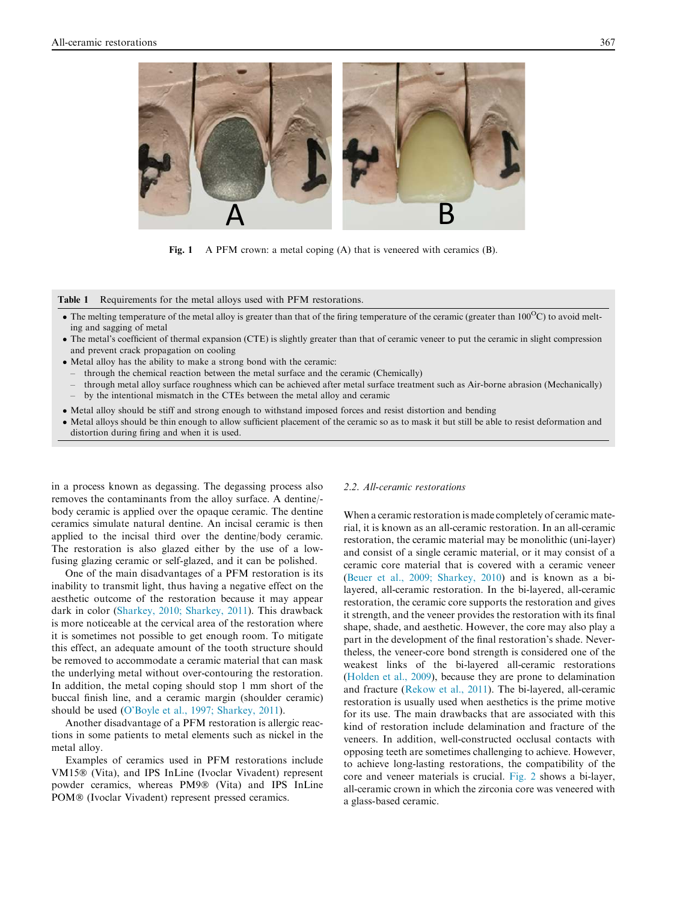Fig. 1 A PFM crown: a metal coping (A) that is veneered with ceramics (B).

**Table 1** Requirements for the metal alloys used with PFM restorations.

- The melting temperature of the metal alloy is greater than that of the firing temperature of the ceramic (greater than 100°C) to avoid melting and sagging of metal
- The metal's coefficient of thermal expansion (CTE) is slightly greater than that of ceramic veneer to put the ceramic in slight compression and prevent crack propagation on cooling
- Metal alloy has the ability to make a strong bond with the ceramic:
  - through the chemical reaction between the metal surface and the ceramic (Chemically)
  - through metal alloy surface roughness which can be achieved after metal surface treatment such as Air-borne abrasion (Mechanically)
  - by the intentional mismatch in the CTEs between the metal alloy and ceramic
- Metal alloy should be stiff and strong enough to withstand imposed forces and resist distortion and bending
- Metal alloys should be thin enough to allow sufficient placement of the ceramic so as to mask it but still be able to resist deformation and distortion during firing and when it is used.

in a process known as degassing. The degassing process also removes the contaminants from the alloy surface. A dentine/-body ceramic is applied over the opaque ceramic. The dentine ceramics simulate natural dentine. An incisal ceramic is then applied to the incisal third over the dentine/body ceramic. The restoration is also glazed either by the use of a low-fusing glazing ceramic or self-glazed, and it can be polished.

One of the main disadvantages of a PFM restoration is its inability to transmit light, thus having a negative effect on the aesthetic outcome of the restoration because it may appear dark in color (Sharkey, 2010; Sharkey, 2011). This drawback is more noticeable at the cervical area of the restoration where it is sometimes not possible to get enough room. To mitigate this effect, an adequate amount of the tooth structure should be removed to accommodate a ceramic material that can mask the underlying metal without over-contouring the restoration. In addition, the metal coping should stop 1 mm short of the buccal finish line, and a ceramic margin (shoulder ceramic) should be used (O'Boyle et al., 1997; Sharkey, 2011).

Another disadvantage of a PFM restoration is allergic reactions in some patients to metal elements such as nickel in the metal alloy.

Examples of ceramics used in PFM restorations include VM15® (Vita), and IPS InLine (Ivoclar Vivadent) represent powder ceramics, whereas PM9® (Vita) and IPS InLine POM® (Ivoclar Vivadent) represent pressed ceramics.

### *2.2. All-ceramic restorations*

When a ceramic restoration is made completely of ceramic material, it is known as an all-ceramic restoration. In an all-ceramic restoration, the ceramic material may be monolithic (uni-layer) and consist of a single ceramic material, or it may consist of a ceramic core material that is covered with a ceramic veneer (Beuer et al., 2009; Sharkey, 2010) and is known as a bi-layered, all-ceramic restoration. In the bi-layered, all-ceramic restoration, the ceramic core supports the restoration and gives it strength, and the veneer provides the restoration with its final shape, shade, and aesthetic. However, the core may also play a part in the development of the final restoration's shade. Nevertheless, the veneer-core bond strength is considered one of the weakest links of the bi-layered all-ceramic restorations (Holden et al., 2009), because they are prone to delamination and fracture (Rekow et al., 2011). The bi-layered, all-ceramic restoration is usually used when aesthetics is the prime motive for its use. The main drawbacks that are associated with this kind of restoration include delamination and fracture of the veneers. In addition, well-constructed occlusal contacts with opposing teeth are sometimes challenging to achieve. However, to achieve long-lasting restorations, the compatibility of the core and veneer materials is crucial. Fig. 2 shows a bi-layer, all-ceramic crown in which the zirconia core was veneered with a glass-based ceramic.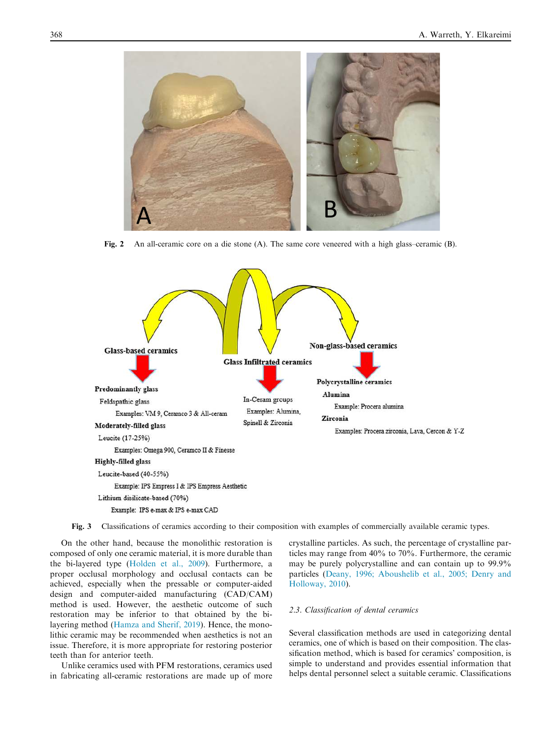Fig. 2 An all-ceramic core on a die stone (A). The same core veneered with a high glass–ceramic (B).

**Glass-based ceramics**

- **Predominantly glass**
  - Feldspathic glass
    - Examples: VM 9, Ceramco 3 & All-ceram
- **Moderately-filled glass**
  - Leucite (17-25%)
    - Examples: Omega 900, Ceramco II & Finesse
- **Highly-filled glass**
  - Leucite-based (40-55%)
    - Example: IPS Empress I & IPS Empress Aesthetic
  - Lithium disilicate-based (70%)
    - Example: IPS e-max & IPS e-max CAD

**Glass Infiltrated ceramics**

- In-Ceram groups
  - Examples: Alumina, Spinell & Zirconia

**Non-glass-based ceramics**

- **Polycrystalline ceramics**
  - **Alumina**
    - Example: Procera alumina
  - **Zirconia**
    - Examples: Procera zirconia, Lava, Cercon & Y-Z

Fig. 3 Classifications of ceramics according to their composition with examples of commercially available ceramic types.

On the other hand, because the monolithic restoration is composed of only one ceramic material, it is more durable than the bi-layered type (Holden et al., 2009). Furthermore, a proper occlusal morphology and occlusal contacts can be achieved, especially when the pressable or computer-aided design and computer-aided manufacturing (CAD/CAM) method is used. However, the aesthetic outcome of such restoration may be inferior to that obtained by the bi-layering method (Hamza and Sherif, 2019). Hence, the monolithic ceramic may be recommended when aesthetics is not an issue. Therefore, it is more appropriate for restoring posterior teeth than for anterior teeth.

Unlike ceramics used with PFM restorations, ceramics used in fabricating all-ceramic restorations are made up of more crystalline particles. As such, the percentage of crystalline particles may range from 40% to 70%. Furthermore, the ceramic may be purely polycrystalline and can contain up to 99.9% particles (Deany, 1996; Aboushelib et al., 2005; Denry and Holloway, 2010).

### 2.3. Classification of dental ceramics

Several classification methods are used in categorizing dental ceramics, one of which is based on their composition. The classification method, which is based for ceramics' composition, is simple to understand and provides essential information that helps dental personnel select a suitable ceramic. Classifications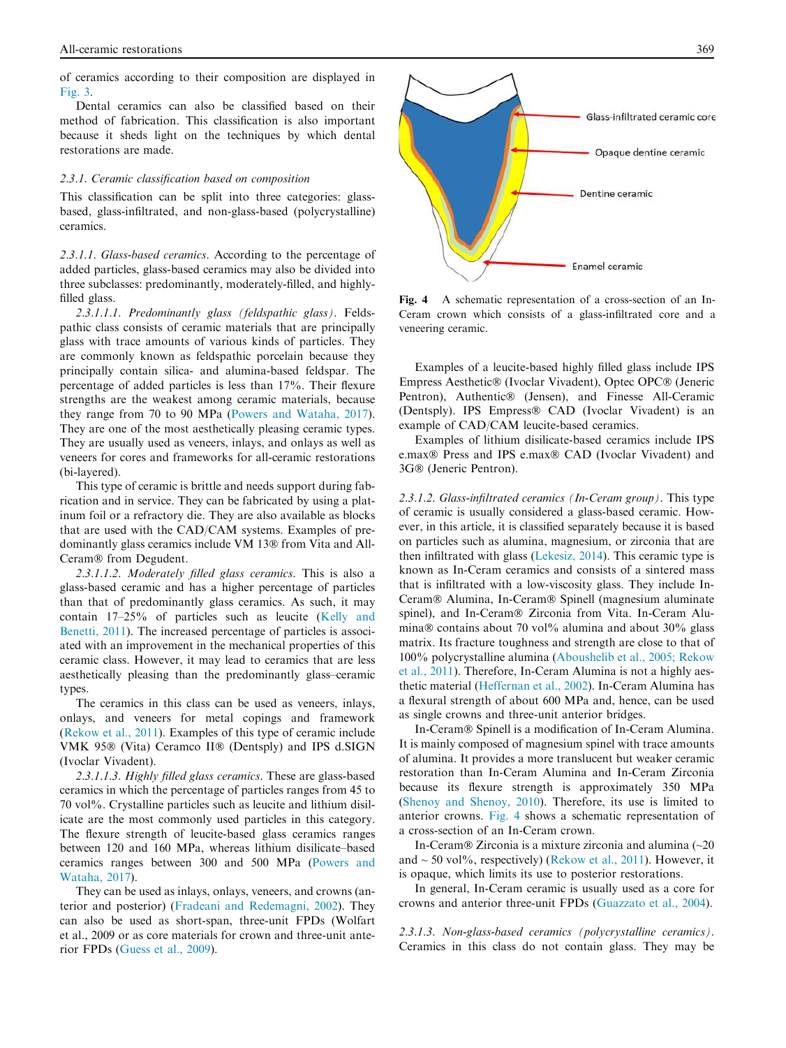of ceramics according to their composition are displayed in Fig. 3.

Dental ceramics can also be classified based on their method of fabrication. This classification is also important because it sheds light on the techniques by which dental restorations are made.

### 2.3.1. Ceramic classification based on composition

This classification can be split into three categories: glass-based, glass-infiltrated, and non-glass-based (polycrystalline) ceramics.

*2.3.1.1. Glass-based ceramics.* According to the percentage of added particles, glass-based ceramics may also be divided into three subclasses: predominantly, moderately-filled, and highly-filled glass.

*2.3.1.1.1. Predominantly glass (feldspathic glass).* Feldspathic class consists of ceramic materials that are principally glass with trace amounts of various kinds of particles. They are commonly known as feldspathic porcelain because they principally contain silica- and alumina-based feldspar. The percentage of added particles is less than 17%. Their flexure strengths are the weakest among ceramic materials, because they range from 70 to 90 MPa (Powers and Wataha, 2017). They are one of the most aesthetically pleasing ceramic types. They are usually used as veneers, inlays, and onlays as well as veneers for cores and frameworks for all-ceramic restorations (bi-layered).

This type of ceramic is brittle and needs support during fabrication and in service. They can be fabricated by using a platinum foil or a refractory die. They are also available as blocks that are used with the CAD/CAM systems. Examples of predominantly glass ceramics include VM 13® from Vita and All-Ceram® from Degudent.

*2.3.1.1.2. Moderately filled glass ceramics.* This is also a glass-based ceramic and has a higher percentage of particles than that of predominantly glass ceramics. As such, it may contain 17–25% of particles such as leucite (Kelly and Benetti, 2011). The increased percentage of particles is associated with an improvement in the mechanical properties of this ceramic class. However, it may lead to ceramics that are less aesthetically pleasing than the predominantly glass–ceramic types.

The ceramics in this class can be used as veneers, inlays, onlays, and veneers for metal copings and framework (Rekow et al., 2011). Examples of this type of ceramic include VMK 95® (Vita) Ceramco II® (Dentsply) and IPS d.SIGN (Ivoclar Vivadent).

*2.3.1.1.3. Highly filled glass ceramics.* These are glass-based ceramics in which the percentage of particles ranges from 45 to 70 vol%. Crystalline particles such as leucite and lithium disilicate are the most commonly used particles in this category. The flexure strength of leucite-based glass ceramics ranges between 120 and 160 MPa, whereas lithium disilicate–based ceramics ranges between 300 and 500 MPa (Powers and Wataha, 2017).

They can be used as inlays, onlays, veneers, and crowns (anterior and posterior) (Fradeani and Redemagni, 2002). They can also be used as short-span, three-unit FPDs (Wolfart et al., 2009 or as core materials for crown and three-unit anterior FPDs (Guess et al., 2009).

Glass-infiltrated ceramic core

Opaque dentine ceramic

Dentine ceramic

Enamel ceramic

**Fig. 4** A schematic representation of a cross-section of an In-Ceram crown which consists of a glass-infiltrated core and a veneering ceramic.

Examples of a leucite-based highly filled glass include IPS Empress Aesthetic® (Ivoclar Vivadent), Optec OPC® (Jeneric Pentron), Authentic® (Jensen), and Finesse All-Ceramic (Dentsply). IPS Empress® CAD (Ivoclar Vivadent) is an example of CAD/CAM leucite-based ceramics.

Examples of lithium disilicate-based ceramics include IPS e.max® Press and IPS e.max® CAD (Ivoclar Vivadent) and 3G® (Jeneric Pentron).

*2.3.1.2. Glass-infiltrated ceramics (In-Ceram group).* This type of ceramic is usually considered a glass-based ceramic. However, in this article, it is classified separately because it is based on particles such as alumina, magnesium, or zirconia that are then infiltrated with glass (Lekesiz, 2014). This ceramic type is known as In-Ceram ceramics and consists of a sintered mass that is infiltrated with a low-viscosity glass. They include In-Ceram® Alumina, In-Ceram® Spinell (magnesium aluminate spinel), and In-Ceram® Zirconia from Vita. In-Ceram Alumina® contains about 70 vol% alumina and about 30% glass matrix. Its fracture toughness and strength are close to that of 100% polycrystalline alumina (Aboushelib et al., 2005; Rekow et al., 2011). Therefore, In-Ceram Alumina is not a highly aesthetic material (Heffernan et al., 2002). In-Ceram Alumina has a flexural strength of about 600 MPa and, hence, can be used as single crowns and three-unit anterior bridges.

In-Ceram® Spinell is a modification of In-Ceram® Alumina. It is mainly composed of magnesium spinel with trace amounts of alumina. It provides a more translucent but weaker ceramic restoration than In-Ceram Alumina and In-Ceram Zirconia because its flexure strength is approximately 350 MPa (Shenoy and Shenoy, 2010). Therefore, its use is limited to anterior crowns. Fig. 4 shows a schematic representation of a cross-section of an In-Ceram crown.

In-Ceram® Zirconia is a mixture zirconia and alumina (~20 and ~ 50 vol%, respectively) (Rekow et al., 2011). However, it is opaque, which limits its use to posterior restorations.

In general, In-Ceram ceramic is usually used as a core for crowns and anterior three-unit FPDs (Guazzato et al., 2004).

*2.3.1.3. Non-glass-based ceramics (polycrystalline ceramics).* Ceramics in this class do not contain glass. They may be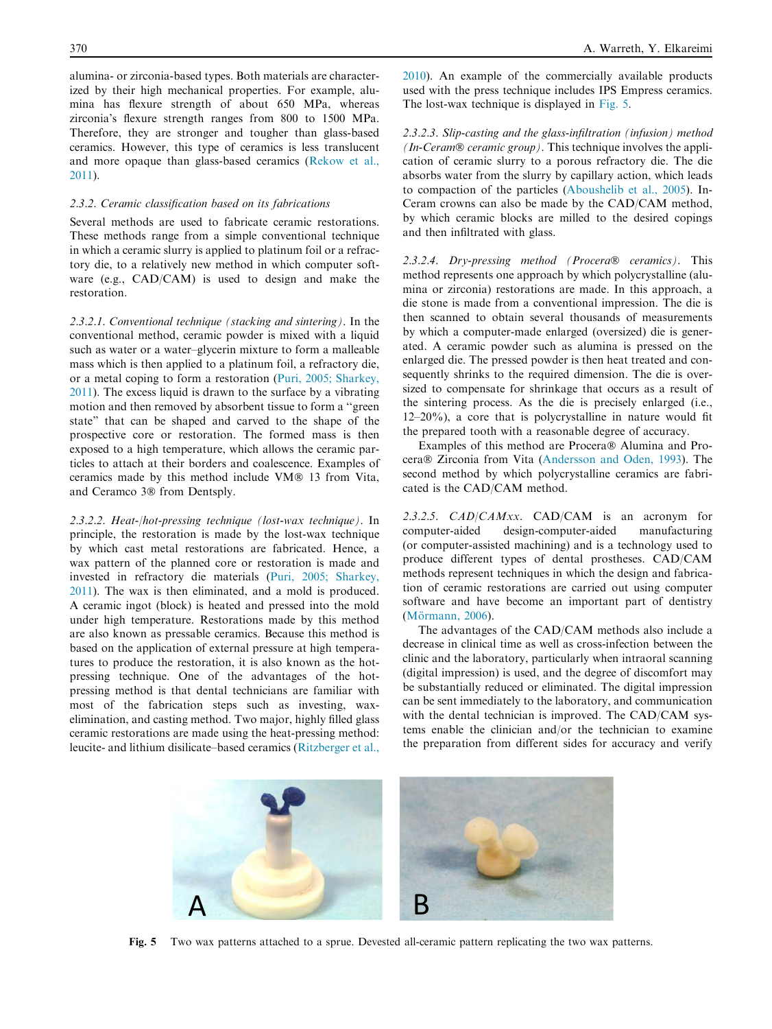alumina- or zirconia-based types. Both materials are characterized by their high mechanical properties. For example, alumina has flexure strength of about 650 MPa, whereas zirconia's flexure strength ranges from 800 to 1500 MPa. Therefore, they are stronger and tougher than glass-based ceramics. However, this type of ceramics is less translucent and more opaque than glass-based ceramics (Rekow et al., 2011).

### 2.3.2. Ceramic classification based on its fabrications

Several methods are used to fabricate ceramic restorations. These methods range from a simple conventional technique in which a ceramic slurry is applied to platinum foil or a refractory die, to a relatively new method in which computer software (e.g., CAD/CAM) is used to design and make the restoration.

*2.3.2.1. Conventional technique (stacking and sintering)*. In the conventional method, ceramic powder is mixed with a liquid such as water or a water–glycerin mixture to form a malleable mass which is then applied to a platinum foil, a refractory die, or a metal coping to form a restoration (Puri, 2005; Sharkey, 2011). The excess liquid is drawn to the surface by a vibrating motion and then removed by absorbent tissue to form a "green state" that can be shaped and carved to the shape of the prospective core or restoration. The formed mass is then exposed to a high temperature, which allows the ceramic particles to attach at their borders and coalescence. Examples of ceramics made by this method include VM® 13 from Vita, and Ceramco 3® from Dentsply.

*2.3.2.2. Heat-/hot-pressing technique (lost-wax technique)*. In principle, the restoration is made by the lost-wax technique by which cast metal restorations are fabricated. Hence, a wax pattern of the planned core or restoration is made and invested in refractory die materials (Puri, 2005; Sharkey, 2011). The wax is then eliminated, and a mold is produced. A ceramic ingot (block) is heated and pressed into the mold under high temperature. Restorations made by this method are also known as pressable ceramics. Because this method is based on the application of external pressure at high temperatures to produce the restoration, it is also known as the hot-pressing technique. One of the advantages of the hot-pressing method is that dental technicians are familiar with most of the fabrication steps such as investing, wax-elimination, and casting method. Two major, highly filled glass ceramic restorations are made using the heat-pressing method: leucite- and lithium disilicate–based ceramics (Ritzberger et al., 2010). An example of the commercially available products used with the press technique includes IPS Empress ceramics. The lost-wax technique is displayed in Fig. 5.

*2.3.2.3. Slip-casting and the glass-infiltration (infusion) method (In-Ceram® ceramic group)*. This technique involves the application of ceramic slurry to a porous refractory die. The die absorbs water from the slurry by capillary action, which leads to compaction of the particles (Aboushelib et al., 2005). In-Ceram crowns can also be made by the CAD/CAM method, by which ceramic blocks are milled to the desired copings and then infiltrated with glass.

*2.3.2.4. Dry-pressing method (Procera® ceramics)*. This method represents one approach by which polycrystalline (alumina or zirconia) restorations are made. In this approach, a die stone is made from a conventional impression. The die is then scanned to obtain several thousands of measurements by which a computer-made enlarged (oversized) die is generated. A ceramic powder such as alumina is pressed on the enlarged die. The pressed powder is then heat treated and consequently shrinks to the required dimension. The die is oversized to compensate for shrinkage that occurs as a result of the sintering process. As the die is precisely enlarged (i.e., 12–20%), a core that is polycrystalline in nature would fit the prepared tooth with a reasonable degree of accuracy.

Examples of this method are Procera® Alumina and Procera® Zirconia from Vita (Andersson and Oden, 1993). The second method by which polycrystalline ceramics are fabricated is the CAD/CAM method.

*2.3.2.5. CAD/CAMxx*. CAD/CAM is an acronym for computer-aided design-computer-aided manufacturing (or computer-assisted machining) and is a technology used to produce different types of dental prostheses. CAD/CAM methods represent techniques in which the design and fabrication of ceramic restorations are carried out using computer software and have become an important part of dentistry (Mörmann, 2006).

The advantages of the CAD/CAM methods also include a decrease in clinical time as well as cross-infection between the clinic and the laboratory, particularly when intraoral scanning (digital impression) is used, and the degree of discomfort may be substantially reduced or eliminated. The digital impression can be sent immediately to the laboratory, and communication with the dental technician is improved. The CAD/CAM systems enable the clinician and/or the technician to examine the preparation from different sides for accuracy and verify

**Fig. 5** Two wax patterns attached to a sprue. Devested all-ceramic pattern replicating the two wax patterns.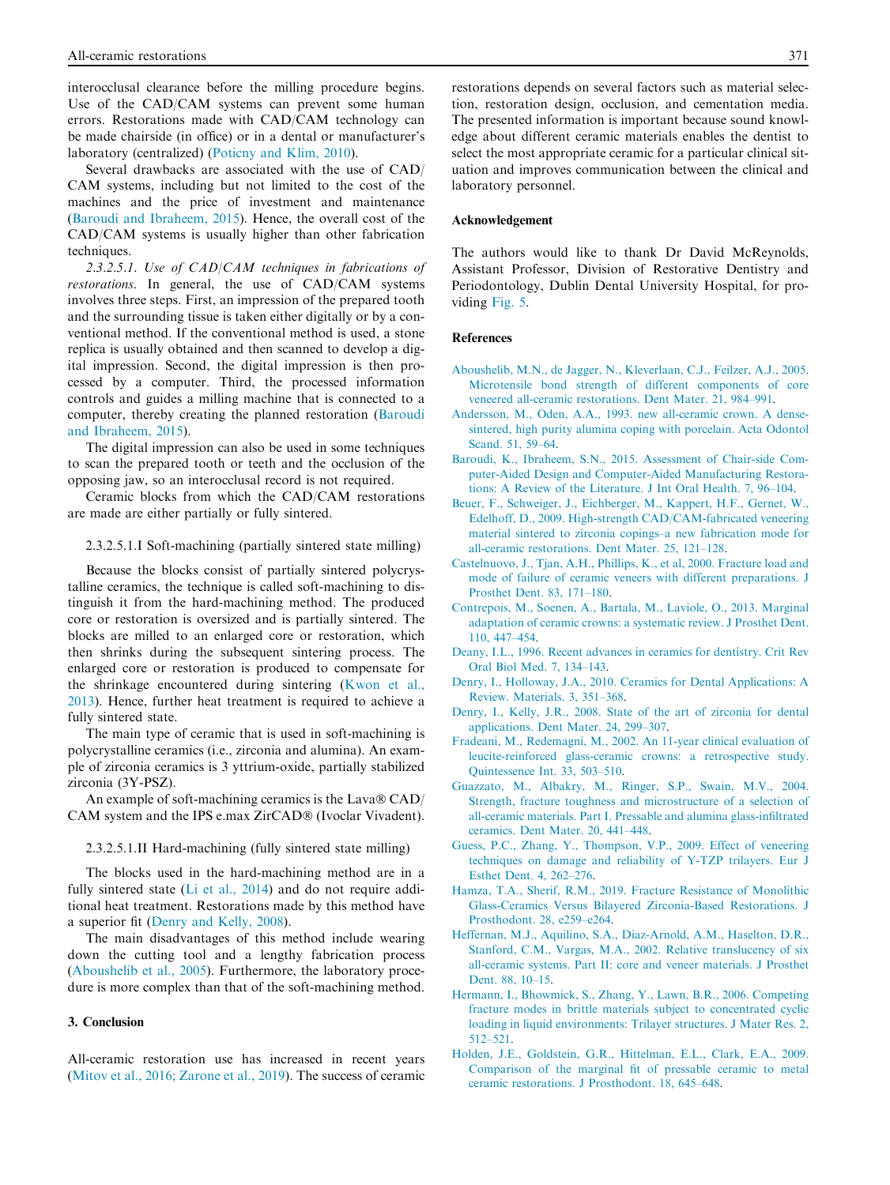interocclusal clearance before the milling procedure begins. Use of the CAD/CAM systems can prevent some human errors. Restorations made with CAD/CAM technology can be made chairside (in office) or in a dental or manufacturer's laboratory (centralized) (Poticny and Klim, 2010).

Several drawbacks are associated with the use of CAD/CAM systems, including but not limited to the cost of the machines and the price of investment and maintenance (Baroudi and Ibraheem, 2015). Hence, the overall cost of the CAD/CAM systems is usually higher than other fabrication techniques.

*2.3.2.5.1. Use of CAD/CAM techniques in fabrications of restorations*. In general, the use of CAD/CAM systems involves three steps. First, an impression of the prepared tooth and the surrounding tissue is taken either digitally or by a conventional method. If the conventional method is used, a stone replica is usually obtained and then scanned to develop a digital impression. Second, the digital impression is then processed by a computer. Third, the processed information controls and guides a milling machine that is connected to a computer, thereby creating the planned restoration (Baroudi and Ibraheem, 2015).

The digital impression can also be used in some techniques to scan the prepared tooth or teeth and the occlusion of the opposing jaw, so an interocclusal record is not required.

Ceramic blocks from which the CAD/CAM restorations are made are either partially or fully sintered.

2.3.2.5.1.I Soft-machining (partially sintered state milling)

Because the blocks consist of partially sintered polycrystalline ceramics, the technique is called soft-machining to distinguish it from the hard-machining method. The produced core or restoration is oversized and is partially sintered. The blocks are milled to an enlarged core or restoration, which then shrinks during the subsequent sintering process. The enlarged core or restoration is produced to compensate for the shrinkage encountered during sintering (Kwon et al., 2013). Hence, further heat treatment is required to achieve a fully sintered state.

The main type of ceramic that is used in soft-machining is polycrystalline ceramics (i.e., zirconia and alumina). An example of zirconia ceramics is 3 yttrium-oxide, partially stabilized zirconia (3Y-PSZ).

An example of soft-machining ceramics is the Lava® CAD/CAM system and the IPS e.max ZirCAD® (Ivoclar Vivadent).

2.3.2.5.1.II Hard-machining (fully sintered state milling)

The blocks used in the hard-machining method are in a fully sintered state (Li et al., 2014) and do not require additional heat treatment. Restorations made by this method have a superior fit (Denry and Kelly, 2008).

The main disadvantages of this method include wearing down the cutting tool and a lengthy fabrication process (Aboushelib et al., 2005). Furthermore, the laboratory procedure is more complex than that of the soft-machining method.

## 3. Conclusion

All-ceramic restoration use has increased in recent years (Mitov et al., 2016; Zarone et al., 2019). The success of ceramic restorations depends on several factors such as material selection, restoration design, occlusion, and cementation media. The presented information is important because sound knowledge about different ceramic materials enables the dentist to select the most appropriate ceramic for a particular clinical situation and improves communication between the clinical and laboratory personnel.

## Acknowledgement

The authors would like to thank Dr David McReynolds, Assistant Professor, Division of Restorative Dentistry and Periodontology, Dublin Dental University Hospital, for providing Fig. 5.

## References

Aboushelib, M.N., de Jagger, N., Kleverlaan, C.J., Feilzer, A.J., 2005. Microtensile bond strength of different components of core veneered all-ceramic restorations. Dent Mater. 21, 984–991.

Andersson, M., Oden, A.A., 1993. new all-ceramic crown. A dense-sintered, high purity alumina coping with porcelain. Acta Odontol Scand. 51, 59–64.

Baroudi, K., Ibraheem, S.N., 2015. Assessment of Chair-side Computer-Aided Design and Computer-Aided Manufacturing Restorations: A Review of the Literature. J Int Oral Health. 7, 96–104.

Beuer, F., Schweiger, J., Eichberger, M., Kappert, H.F., Gernet, W., Edelhoff, D., 2009. High-strength CAD/CAM-fabricated veneering material sintered to zirconia copings–a new fabrication mode for all-ceramic restorations. Dent Mater. 25, 121–128.

Castelnuovo, J., Tjan, A.H., Phillips, K., et al, 2000. Fracture load and mode of failure of ceramic veneers with different preparations. J Prosthet Dent. 83, 171–180.

Contrepois, M., Soenen, A., Bartala, M., Laviole, O., 2013. Marginal adaptation of ceramic crowns: a systematic review. J Prosthet Dent. 110, 447–454.

Deany, I.L., 1996. Recent advances in ceramics for dentistry. Crit Rev Oral Biol Med. 7, 134–143.

Denry, I., Holloway, J.A., 2010. Ceramics for Dental Applications: A Review. Materials. 3, 351–368.

Denry, I., Kelly, J.R., 2008. State of the art of zirconia for dental applications. Dent Mater. 24, 299–307.

Fradeani, M., Redemagni, M., 2002. An 11-year clinical evaluation of leucite-reinforced glass-ceramic crowns: a retrospective study. Quintessence Int. 33, 503–510.

Guazzato, M., Albakry, M., Ringer, S.P., Swain, M.V., 2004. Strength, fracture toughness and microstructure of a selection of all-ceramic materials. Part I. Pressable and alumina glass-infiltrated ceramics. Dent Mater. 20, 441–448.

Guess, P.C., Zhang, Y., Thompson, V.P., 2009. Effect of veneering techniques on damage and reliability of Y-TZP trilayers. Eur J Esthet Dent. 4, 262–276.

Hamza, T.A., Sherif, R.M., 2019. Fracture Resistance of Monolithic Glass-Ceramics Versus Bilayered Zirconia-Based Restorations. J Prosthodont. 28, e259–e264.

Heffernan, M.J., Aquilino, S.A., Diaz-Arnold, A.M., Haselton, D.R., Stanford, C.M., Vargas, M.A., 2002. Relative translucency of six all-ceramic systems. Part II: core and veneer materials. J Prosthet Dent. 88, 10–15.

Hermann, I., Bhowmick, S., Zhang, Y., Lawn, B.R., 2006. Competing fracture modes in brittle materials subject to concentrated cyclic loading in liquid environments: Trilayer structures. J Mater Res. 2, 512–521.

Holden, J.E., Goldstein, G.R., Hittelman, E.L., Clark, E.A., 2009. Comparison of the marginal fit of pressable ceramic to metal ceramic restorations. J Prosthodont. 18, 645–648.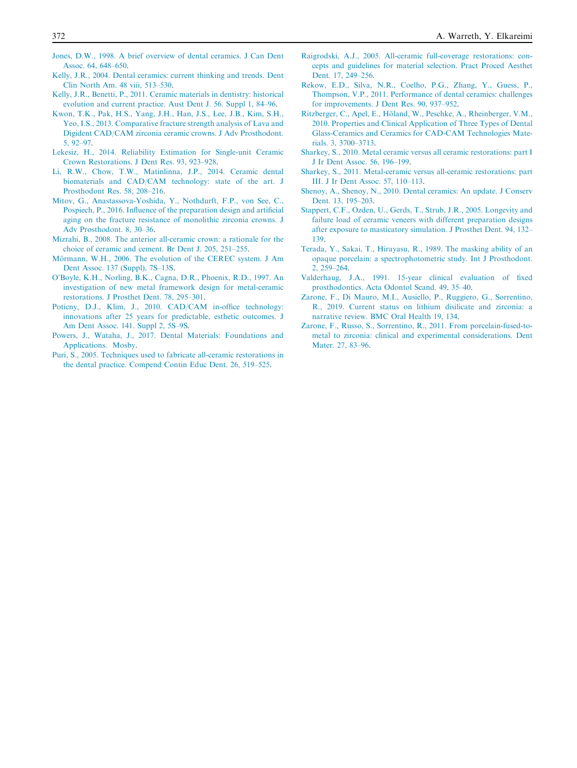Jones, D.W., 1998. A brief overview of dental ceramics. J Can Dent Assoc. 64, 648–650.

Kelly, J.R., 2004. Dental ceramics: current thinking and trends. Dent Clin North Am. 48 viii, 513–530.

Kelly, J.R., Benetti, P., 2011. Ceramic materials in dentistry: historical evolution and current practice. Aust Dent J. 56. Suppl 1, 84–96.

Kwon, T.K., Pak, H.S., Yang, J.H., Han, J.S., Lee, J.B., Kim, S.H., Yeo, I.S., 2013. Comparative fracture strength analysis of Lava and Digident CAD/CAM zirconia ceramic crowns. J Adv Prosthodont. 5, 92–97.

Lekesiz, H., 2014. Reliability Estimation for Single-unit Ceramic Crown Restorations. J Dent Res. 93, 923–928.

Li, R.W., Chow, T.W., Matinlinna, J.P., 2014. Ceramic dental biomaterials and CAD/CAM technology: state of the art. J Prosthodont Res. 58, 208–216.

Mitov, G., Anastassova-Yoshida, Y., Nothdurft, F.P., von See, C., Pospiech, P., 2016. Influence of the preparation design and artificial aging on the fracture resistance of monolithic zirconia crowns. J Adv Prosthodont. 8, 30–36.

Mizrahi, B., 2008. The anterior all-ceramic crown: a rationale for the choice of ceramic and cement. Br Dent J. 205, 251–255.

Mörmann, W.H., 2006. The evolution of the CEREC system. J Am Dent Assoc. 137 (Suppl), 7S–13S.

O'Boyle, K.H., Norling, B.K., Cagna, D.R., Phoenix, R.D., 1997. An investigation of new metal framework design for metal-ceramic restorations. J Prosthet Dent. 78, 295–301.

Poticny, D.J., Klim, J., 2010. CAD/CAM in-office technology: innovations after 25 years for predictable, esthetic outcomes. J Am Dent Assoc. 141. Suppl 2, 5S–9S.

Powers, J., Wataha, J., 2017. Dental Materials: Foundations and Applications. Mosby.

Puri, S., 2005. Techniques used to fabricate all-ceramic restorations in the dental practice. Compend Contin Educ Dent. 26, 519–525.

Raigrodski, A.J., 2005. All-ceramic full-coverage restorations: concepts and guidelines for material selection. Pract Proced Aesthet Dent. 17, 249–256.

Rekow, E.D., Silva, N.R., Coelho, P.G., Zhang, Y., Guess, P., Thompson, V.P., 2011. Performance of dental ceramics: challenges for improvements. J Dent Res. 90, 937–952.

Ritzberger, C., Apel, E., Höland, W., Peschke, A., Rheinberger, V.M., 2010. Properties and Clinical Application of Three Types of Dental Glass-Ceramics and Ceramics for CAD-CAM Technologies Materials. 3, 3700–3713.

Sharkey, S., 2010. Metal ceramic versus all ceramic restorations: part I J Ir Dent Assoc. 56, 196–199.

Sharkey, S., 2011. Metal-ceramic versus all-ceramic restorations: part III. J Ir Dent Assoc. 57, 110–113.

Shenoy, A., Shenoy, N., 2010. Dental ceramics: An update. J Conserv Dent. 13, 195–203.

Stappert, C.F., Ozden, U., Gerds, T., Strub, J.R., 2005. Longevity and failure load of ceramic veneers with different preparation designs after exposure to masticatory simulation. J Prosthet Dent. 94, 132–139.

Terada, Y., Sakai, T., Hirayasu, R., 1989. The masking ability of an opaque porcelain: a spectrophotometric study. Int J Prosthodont. 2, 259–264.

Valderhaug, J.A., 1991. 15-year clinical evaluation of fixed prosthodontics. Acta Odontol Scand. 49, 35–40.

Zarone, F., Di Mauro, M.I., Ausiello, P., Ruggiero, G., Sorrentino, R., 2019. Current status on lithium disilicate and zirconia: a narrative review. BMC Oral Health 19, 134.

Zarone, F., Russo, S., Sorrentino, R., 2011. From porcelain-fused-to-metal to zirconia: clinical and experimental considerations. Dent Mater. 27, 83–96.